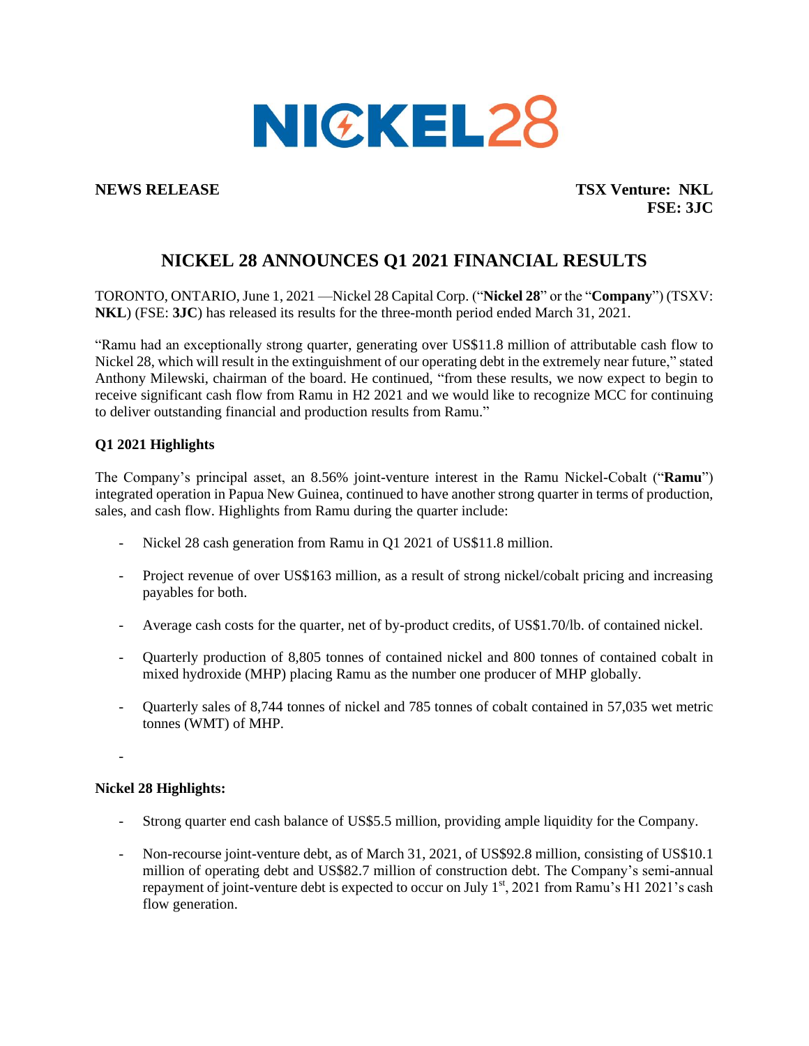NICKEL28

**NEWS RELEASE**

**TSX Venture: NKL**
**FSE: 3JC**

# NICKEL 28 ANNOUNCES Q1 2021 FINANCIAL RESULTS

TORONTO, ONTARIO, June 1, 2021 —Nickel 28 Capital Corp. ("**Nickel 28**" or the "**Company**") (TSXV: **NKL**) (FSE: **3JC**) has released its results for the three-month period ended March 31, 2021.

"Ramu had an exceptionally strong quarter, generating over US$11.8 million of attributable cash flow to Nickel 28, which will result in the extinguishment of our operating debt in the extremely near future," stated Anthony Milewski, chairman of the board. He continued, "from these results, we now expect to begin to receive significant cash flow from Ramu in H2 2021 and we would like to recognize MCC for continuing to deliver outstanding financial and production results from Ramu."

**Q1 2021 Highlights**

The Company's principal asset, an 8.56% joint-venture interest in the Ramu Nickel-Cobalt ("**Ramu**") integrated operation in Papua New Guinea, continued to have another strong quarter in terms of production, sales, and cash flow. Highlights from Ramu during the quarter include:

- Nickel 28 cash generation from Ramu in Q1 2021 of US$11.8 million.
- Project revenue of over US$163 million, as a result of strong nickel/cobalt pricing and increasing payables for both.
- Average cash costs for the quarter, net of by-product credits, of US$1.70/lb. of contained nickel.
- Quarterly production of 8,805 tonnes of contained nickel and 800 tonnes of contained cobalt in mixed hydroxide (MHP) placing Ramu as the number one producer of MHP globally.
- Quarterly sales of 8,744 tonnes of nickel and 785 tonnes of cobalt contained in 57,035 wet metric tonnes (WMT) of MHP.
-

**Nickel 28 Highlights:**

- Strong quarter end cash balance of US$5.5 million, providing ample liquidity for the Company.
- Non-recourse joint-venture debt, as of March 31, 2021, of US$92.8 million, consisting of US$10.1 million of operating debt and US$82.7 million of construction debt. The Company's semi-annual repayment of joint-venture debt is expected to occur on July 1st, 2021 from Ramu's H1 2021's cash flow generation.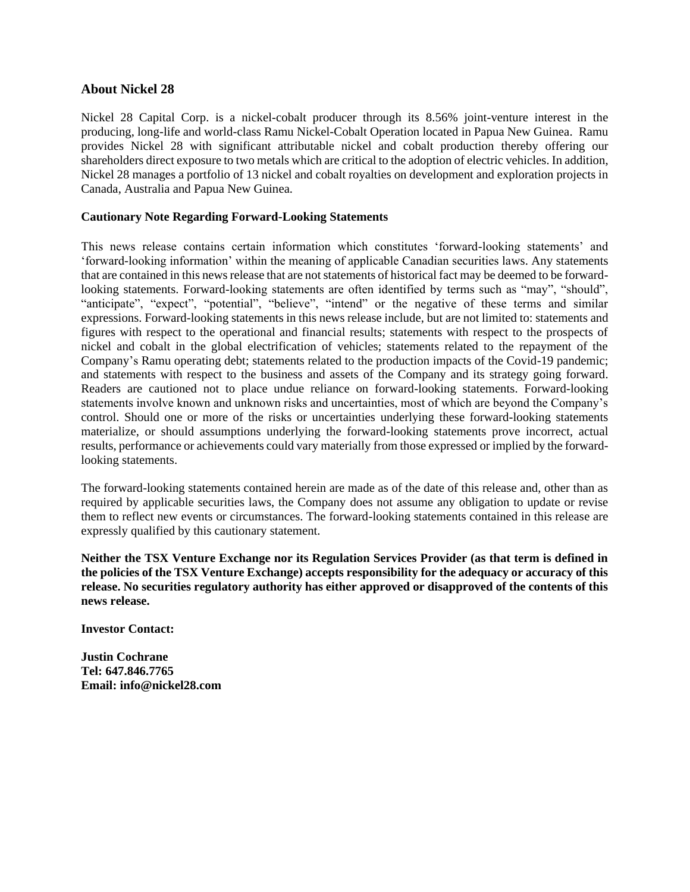## About Nickel 28

Nickel 28 Capital Corp. is a nickel-cobalt producer through its 8.56% joint-venture interest in the producing, long-life and world-class Ramu Nickel-Cobalt Operation located in Papua New Guinea. Ramu provides Nickel 28 with significant attributable nickel and cobalt production thereby offering our shareholders direct exposure to two metals which are critical to the adoption of electric vehicles. In addition, Nickel 28 manages a portfolio of 13 nickel and cobalt royalties on development and exploration projects in Canada, Australia and Papua New Guinea.

**Cautionary Note Regarding Forward-Looking Statements**

This news release contains certain information which constitutes 'forward-looking statements' and 'forward-looking information' within the meaning of applicable Canadian securities laws. Any statements that are contained in this news release that are not statements of historical fact may be deemed to be forward-looking statements. Forward-looking statements are often identified by terms such as "may", "should", "anticipate", "expect", "potential", "believe", "intend" or the negative of these terms and similar expressions. Forward-looking statements in this news release include, but are not limited to: statements and figures with respect to the operational and financial results; statements with respect to the prospects of nickel and cobalt in the global electrification of vehicles; statements related to the repayment of the Company's Ramu operating debt; statements related to the production impacts of the Covid-19 pandemic; and statements with respect to the business and assets of the Company and its strategy going forward. Readers are cautioned not to place undue reliance on forward-looking statements. Forward-looking statements involve known and unknown risks and uncertainties, most of which are beyond the Company's control. Should one or more of the risks or uncertainties underlying these forward-looking statements materialize, or should assumptions underlying the forward-looking statements prove incorrect, actual results, performance or achievements could vary materially from those expressed or implied by the forward-looking statements.

The forward-looking statements contained herein are made as of the date of this release and, other than as required by applicable securities laws, the Company does not assume any obligation to update or revise them to reflect new events or circumstances. The forward-looking statements contained in this release are expressly qualified by this cautionary statement.

**Neither the TSX Venture Exchange nor its Regulation Services Provider (as that term is defined in the policies of the TSX Venture Exchange) accepts responsibility for the adequacy or accuracy of this release. No securities regulatory authority has either approved or disapproved of the contents of this news release.**

**Investor Contact:**

**Justin Cochrane**
**Tel: 647.846.7765**
**Email: info@nickel28.com**